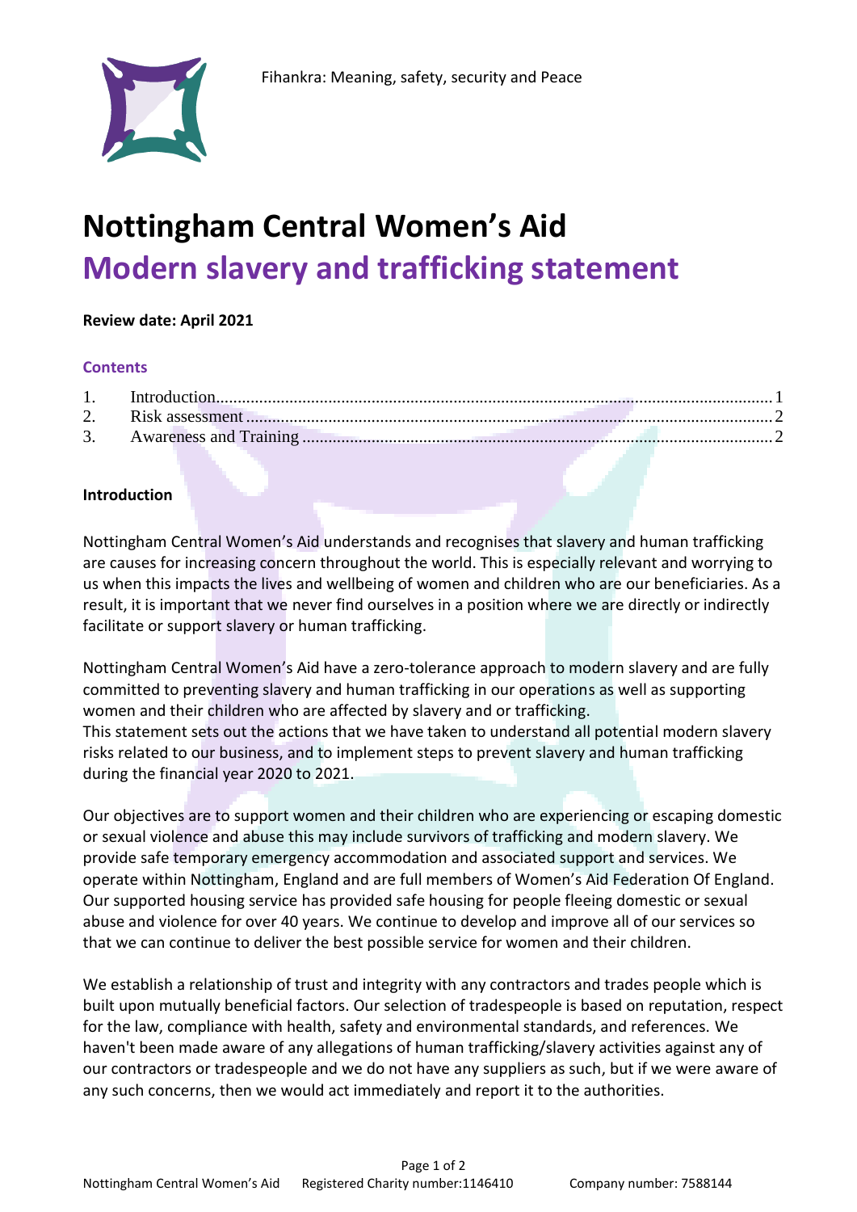Fihankra: Meaning, safety, security and Peace

# Nottingham Central Women's Aid

# Modern slavery and trafficking statement

**Review date: April 2021**

### Contents

1. Introduction ........................................................ 1
2. Risk assessment ................................................... 2
3. Awareness and Training ....................................... 2

**Introduction**

Nottingham Central Women's Aid understands and recognises that slavery and human trafficking are causes for increasing concern throughout the world. This is especially relevant and worrying to us when this impacts the lives and wellbeing of women and children who are our beneficiaries. As a result, it is important that we never find ourselves in a position where we are directly or indirectly facilitate or support slavery or human trafficking.

Nottingham Central Women's Aid have a zero-tolerance approach to modern slavery and are fully committed to preventing slavery and human trafficking in our operations as well as supporting women and their children who are affected by slavery and or trafficking.
This statement sets out the actions that we have taken to understand all potential modern slavery risks related to our business, and to implement steps to prevent slavery and human trafficking during the financial year 2020 to 2021.

Our objectives are to support women and their children who are experiencing or escaping domestic or sexual violence and abuse this may include survivors of trafficking and modern slavery. We provide safe temporary emergency accommodation and associated support and services. We operate within Nottingham, England and are full members of Women's Aid Federation Of England. Our supported housing service has provided safe housing for people fleeing domestic or sexual abuse and violence for over 40 years. We continue to develop and improve all of our services so that we can continue to deliver the best possible service for women and their children.

We establish a relationship of trust and integrity with any contractors and trades people which is built upon mutually beneficial factors. Our selection of tradespeople is based on reputation, respect for the law, compliance with health, safety and environmental standards, and references. We haven't been made aware of any allegations of human trafficking/slavery activities against any of our contractors or tradespeople and we do not have any suppliers as such, but if we were aware of any such concerns, then we would act immediately and report it to the authorities.

Nottingham Central Women's Aid Registered Charity number:1146410 Company number: 7588144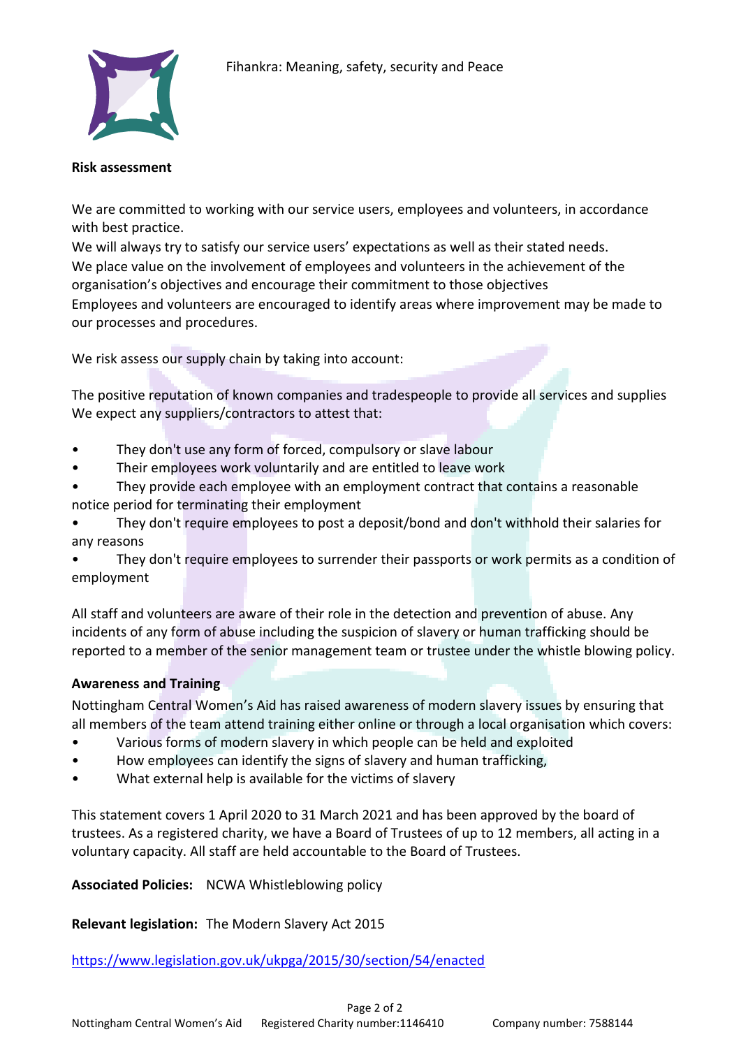Fihankra: Meaning, safety, security and Peace

**Risk assessment**

We are committed to working with our service users, employees and volunteers, in accordance with best practice.
We will always try to satisfy our service users' expectations as well as their stated needs.
We place value on the involvement of employees and volunteers in the achievement of the organisation's objectives and encourage their commitment to those objectives
Employees and volunteers are encouraged to identify areas where improvement may be made to our processes and procedures.

We risk assess our supply chain by taking into account:

The positive reputation of known companies and tradespeople to provide all services and supplies
We expect any suppliers/contractors to attest that:

- They don't use any form of forced, compulsory or slave labour
- Their employees work voluntarily and are entitled to leave work
- They provide each employee with an employment contract that contains a reasonable notice period for terminating their employment
- They don't require employees to post a deposit/bond and don't withhold their salaries for any reasons
- They don't require employees to surrender their passports or work permits as a condition of employment

All staff and volunteers are aware of their role in the detection and prevention of abuse. Any incidents of any form of abuse including the suspicion of slavery or human trafficking should be reported to a member of the senior management team or trustee under the whistle blowing policy.

**Awareness and Training**

Nottingham Central Women's Aid has raised awareness of modern slavery issues by ensuring that all members of the team attend training either online or through a local organisation which covers:

- Various forms of modern slavery in which people can be held and exploited
- How employees can identify the signs of slavery and human trafficking,
- What external help is available for the victims of slavery

This statement covers 1 April 2020 to 31 March 2021 and has been approved by the board of trustees. As a registered charity, we have a Board of Trustees of up to 12 members, all acting in a voluntary capacity. All staff are held accountable to the Board of Trustees.

**Associated Policies:** NCWA Whistleblowing policy

**Relevant legislation:** The Modern Slavery Act 2015

https://www.legislation.gov.uk/ukpga/2015/30/section/54/enacted

Nottingham Central Women's Aid Registered Charity number:1146410 Company number: 7588144